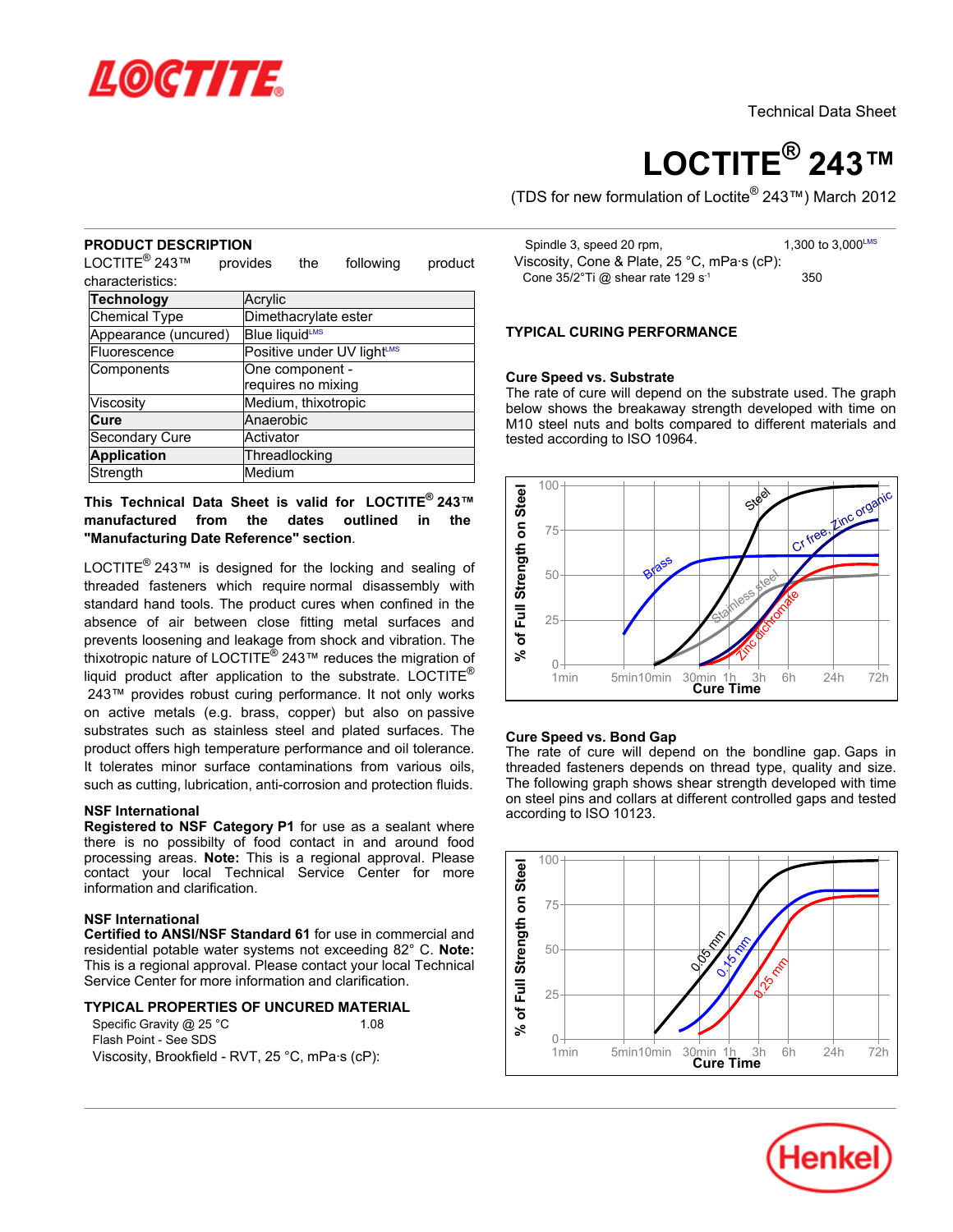# LOCTITE® 243™

Technical Data Sheet

(TDS for new formulation of Loctite® 243™) March 2012

## PRODUCT DESCRIPTION

LOCTITE® 243™ provides the following product characteristics:

| **Technology** | Acrylic |
|---|---|
| Chemical Type | Dimethacrylate ester |
| Appearance (uncured) | Blue liquid[LMS] |
| Fluorescence | Positive under UV light[LMS] |
| Components | One component - requires no mixing |
| Viscosity | Medium, thixotropic |
| **Cure** | Anaerobic |
| Secondary Cure | Activator |
| **Application** | Threadlocking |
| Strength | Medium |

**This Technical Data Sheet is valid for LOCTITE® 243™ manufactured from the dates outlined in the "Manufacturing Date Reference" section.**

LOCTITE® 243™ is designed for the locking and sealing of threaded fasteners which require normal disassembly with standard hand tools. The product cures when confined in the absence of air between close fitting metal surfaces and prevents loosening and leakage from shock and vibration. The thixotropic nature of LOCTITE® 243™ reduces the migration of liquid product after application to the substrate. LOCTITE® 243™ provides robust curing performance. It not only works on active metals (e.g. brass, copper) but also on passive substrates such as stainless steel and plated surfaces. The product offers high temperature performance and oil tolerance. It tolerates minor surface contaminations from various oils, such as cutting, lubrication, anti-corrosion and protection fluids.

### NSF International

**Registered to NSF Category P1** for use as a sealant where there is no possibilty of food contact in and around food processing areas. **Note:** This is a regional approval. Please contact your local Technical Service Center for more information and clarification.

### NSF International

**Certified to ANSI/NSF Standard 61** for use in commercial and residential potable water systems not exceeding 82° C. **Note:** This is a regional approval. Please contact your local Technical Service Center for more information and clarification.

## TYPICAL PROPERTIES OF UNCURED MATERIAL

Specific Gravity @ 25 °C 1.08

Flash Point - See SDS

Viscosity, Brookfield - RVT, 25 °C, mPa·s (cP):

Spindle 3, speed 20 rpm, 1,300 to 3,000[LMS]

Viscosity, Cone & Plate, 25 °C, mPa·s (cP):

Cone 35/2°Ti @ shear rate 129 $s^{-1}$ 350

## TYPICAL CURING PERFORMANCE

### Cure Speed vs. Substrate

The rate of cure will depend on the substrate used. The graph below shows the breakaway strength developed with time on M10 steel nuts and bolts compared to different materials and tested according to ISO 10964.

### Cure Speed vs. Bond Gap

The rate of cure will depend on the bondline gap. Gaps in threaded fasteners depends on thread type, quality and size. The following graph shows shear strength developed with time on steel pins and collars at different controlled gaps and tested according to ISO 10123.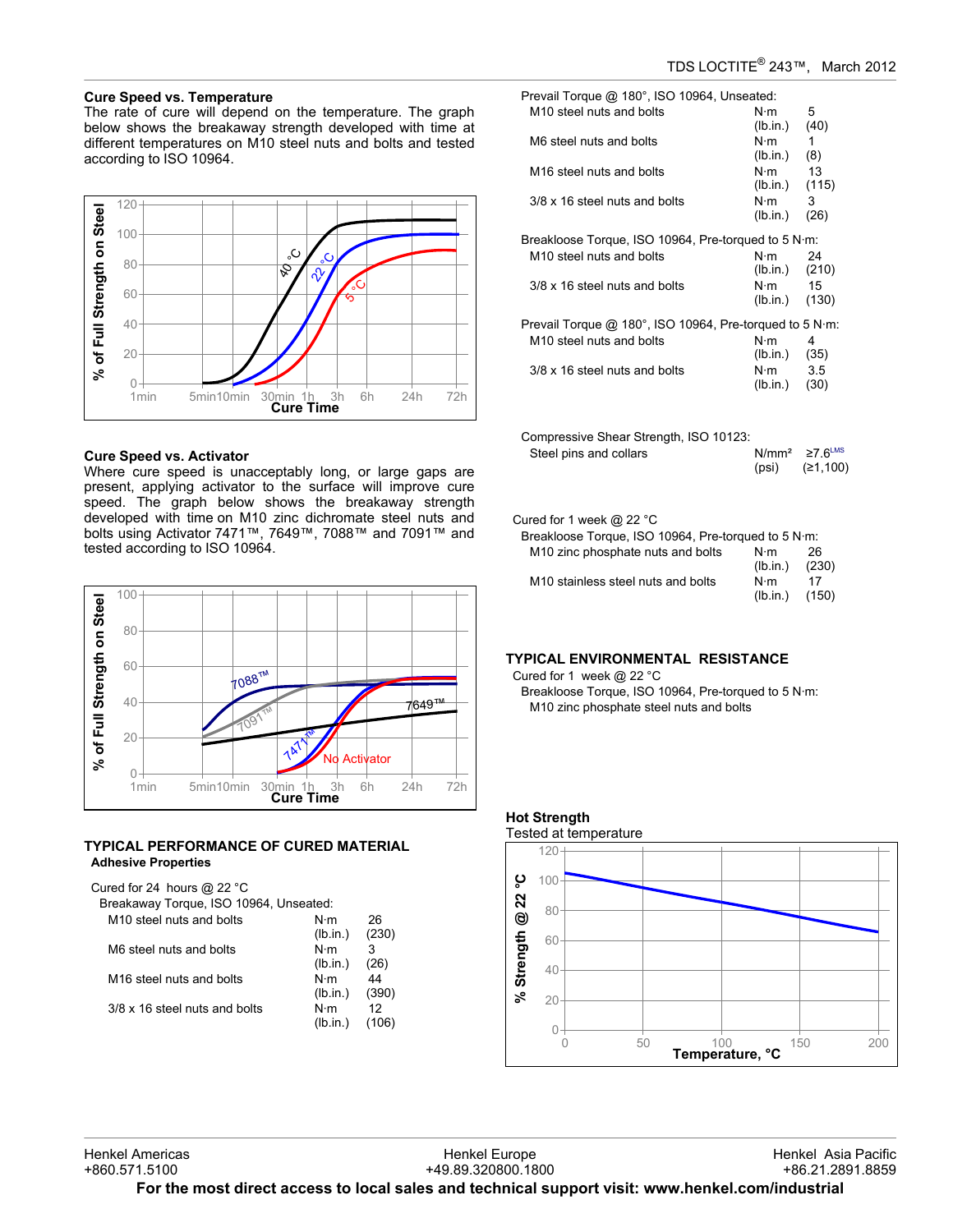### Cure Speed vs. Temperature

The rate of cure will depend on the temperature. The graph below shows the breakaway strength developed with time at different temperatures on M10 steel nuts and bolts and tested according to ISO 10964.

### Cure Speed vs. Activator

Where cure speed is unacceptably long, or large gaps are present, applying activator to the surface will improve cure speed. The graph below shows the breakaway strength developed with time on M10 zinc dichromate steel nuts and bolts using Activator 7471™, 7649™, 7088™ and 7091™ and tested according to ISO 10964.

## TYPICAL PERFORMANCE OF CURED MATERIAL

**Adhesive Properties**

Cured for 24 hours @ 22 °C

Breakaway Torque, ISO 10964, Unseated:

| | | |
|---|---|---|
| M10 steel nuts and bolts | N·m (lb.in.) | 26 (230) |
| M6 steel nuts and bolts | N·m (lb.in.) | 3 (26) |
| M16 steel nuts and bolts | N·m (lb.in.) | 44 (390) |
| 3/8 x 16 steel nuts and bolts | N·m (lb.in.) | 12 (106) |

Prevail Torque @ 180°, ISO 10964, Unseated:

| | | |
|---|---|---|
| M10 steel nuts and bolts | N·m (lb.in.) | 5 (40) |
| M6 steel nuts and bolts | N·m (lb.in.) | 1 (8) |
| M16 steel nuts and bolts | N·m (lb.in.) | 13 (115) |
| 3/8 x 16 steel nuts and bolts | N·m (lb.in.) | 3 (26) |

Breakloose Torque, ISO 10964, Pre-torqued to 5 N·m:

| | | |
|---|---|---|
| M10 steel nuts and bolts | N·m (lb.in.) | 24 (210) |
| 3/8 x 16 steel nuts and bolts | N·m (lb.in.) | 15 (130) |

Prevail Torque @ 180°, ISO 10964, Pre-torqued to 5 N·m:

| | | |
|---|---|---|
| M10 steel nuts and bolts | N·m (lb.in.) | 4 (35) |
| 3/8 x 16 steel nuts and bolts | N·m (lb.in.) | 3.5 (30) |

Compressive Shear Strength, ISO 10123:

| | | |
|---|---|---|
| Steel pins and collars | N/mm² (psi) | ≥7.6[LMS] (≥1,100) |

Cured for 1 week @ 22 °C

Breakloose Torque, ISO 10964, Pre-torqued to 5 N·m:

| | | |
|---|---|---|
| M10 zinc phosphate nuts and bolts | N·m (lb.in.) | 26 (230) |
| M10 stainless steel nuts and bolts | N·m (lb.in.) | 17 (150) |

## TYPICAL ENVIRONMENTAL RESISTANCE

Cured for 1 week @ 22 °C

Breakloose Torque, ISO 10964, Pre-torqued to 5 N·m:

M10 zinc phosphate steel nuts and bolts

### Hot Strength

Tested at temperature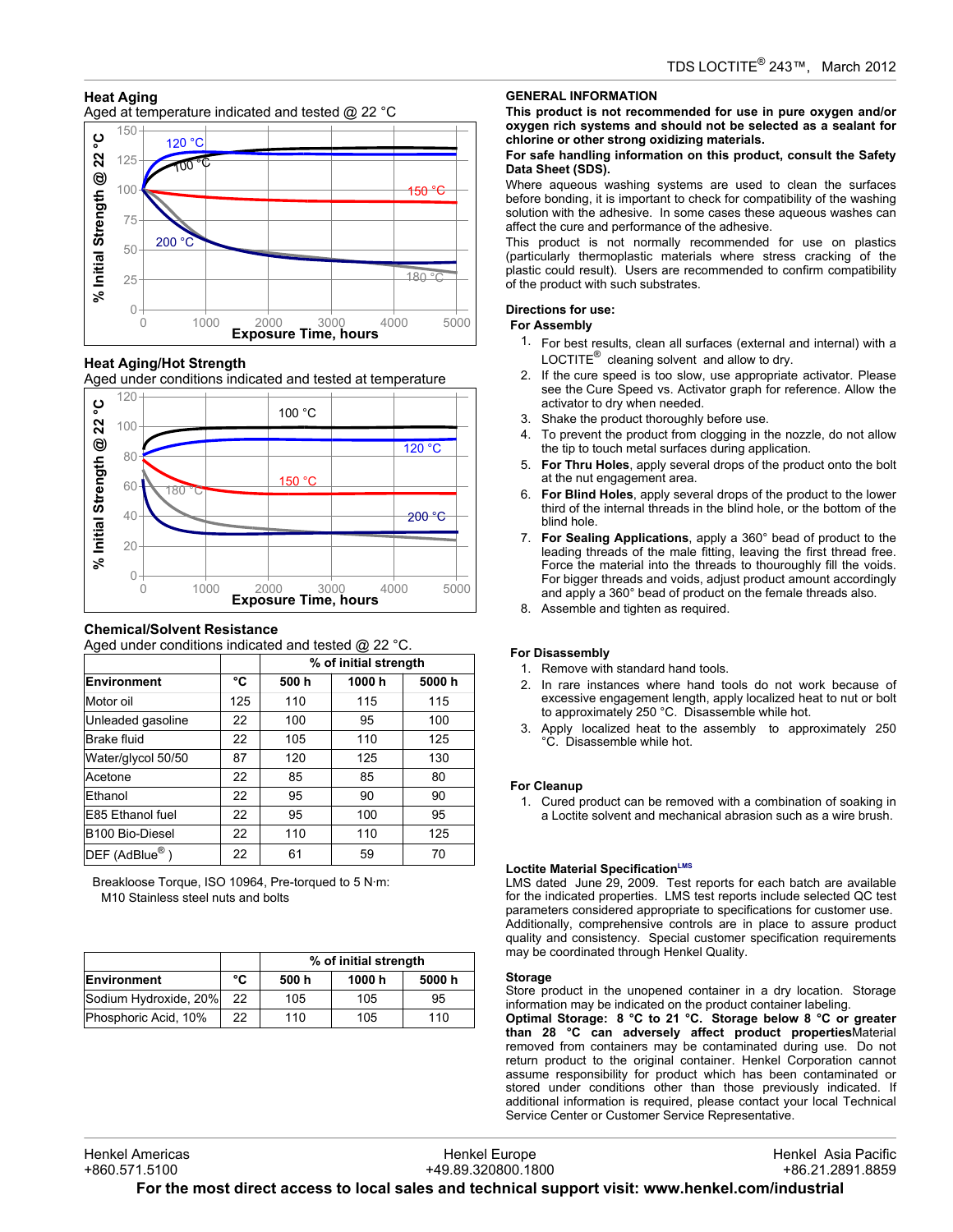## Heat Aging

Aged at temperature indicated and tested @ 22 °C

## Heat Aging/Hot Strength

Aged under conditions indicated and tested at temperature

## Chemical/Solvent Resistance

Aged under conditions indicated and tested @ 22 °C.

| | | % of initial strength | | |
|---|---|---|---|---|
| **Environment** | **°C** | **500 h** | **1000 h** | **5000 h** |
| Motor oil | 125 | 110 | 115 | 115 |
| Unleaded gasoline | 22 | 100 | 95 | 100 |
| Brake fluid | 22 | 105 | 110 | 125 |
| Water/glycol 50/50 | 87 | 120 | 125 | 130 |
| Acetone | 22 | 85 | 85 | 80 |
| Ethanol | 22 | 95 | 90 | 90 |
| E85 Ethanol fuel | 22 | 95 | 100 | 95 |
| B100 Bio-Diesel | 22 | 110 | 110 | 125 |
| DEF (AdBlue®) | 22 | 61 | 59 | 70 |

Breakloose Torque, ISO 10964, Pre-torqued to 5 N·m:
M10 Stainless steel nuts and bolts

| | | % of initial strength | | |
|---|---|---|---|---|
| **Environment** | **°C** | **500 h** | **1000 h** | **5000 h** |
| Sodium Hydroxide, 20% | 22 | 105 | 105 | 95 |
| Phosphoric Acid, 10% | 22 | 110 | 105 | 110 |

## GENERAL INFORMATION

**This product is not recommended for use in pure oxygen and/or oxygen rich systems and should not be selected as a sealant for chlorine or other strong oxidizing materials.**

**For safe handling information on this product, consult the Safety Data Sheet (SDS).**

Where aqueous washing systems are used to clean the surfaces before bonding, it is important to check for compatibility of the washing solution with the adhesive. In some cases these aqueous washes can affect the cure and performance of the adhesive.

This product is not normally recommended for use on plastics (particularly thermoplastic materials where stress cracking of the plastic could result). Users are recommended to confirm compatibility of the product with such substrates.

### Directions for use:

**For Assembly**

1. For best results, clean all surfaces (external and internal) with a LOCTITE® cleaning solvent and allow to dry.
2. If the cure speed is too slow, use appropriate activator. Please see the Cure Speed vs. Activator graph for reference. Allow the activator to dry when needed.
3. Shake the product thoroughly before use.
4. To prevent the product from clogging in the nozzle, do not allow the tip to touch metal surfaces during application.
5. **For Thru Holes**, apply several drops of the product onto the bolt at the nut engagement area.
6. **For Blind Holes**, apply several drops of the product to the lower third of the internal threads in the blind hole, or the bottom of the blind hole.
7. **For Sealing Applications**, apply a 360° bead of product to the leading threads of the male fitting, leaving the first thread free. Force the material into the threads to thouroughly fill the voids. For bigger threads and voids, adjust product amount accordingly and apply a 360° bead of product on the female threads also.
8. Assemble and tighten as required.

**For Disassembly**

1. Remove with standard hand tools.
2. In rare instances where hand tools do not work because of excessive engagement length, apply localized heat to nut or bolt to approximately 250 °C. Disassemble while hot.
3. Apply localized heat to the assembly to approximately 250 °C. Disassemble while hot.

**For Cleanup**

1. Cured product can be removed with a combination of soaking in a Loctite solvent and mechanical abrasion such as a wire brush.

### Loctite Material Specification[LMS]

LMS dated June 29, 2009. Test reports for each batch are available for the indicated properties. LMS test reports include selected QC test parameters considered appropriate to specifications for customer use. Additionally, comprehensive controls are in place to assure product quality and consistency. Special customer specification requirements may be coordinated through Henkel Quality.

### Storage

Store product in the unopened container in a dry location. Storage information may be indicated on the product container labeling.

**Optimal Storage: 8 °C to 21 °C. Storage below 8 °C or greater than 28 °C can adversely affect product properties**Material removed from containers may be contaminated during use. Do not return product to the original container. Henkel Corporation cannot assume responsibility for product which has been contaminated or stored under conditions other than those previously indicated. If additional information is required, please contact your local Technical Service Center or Customer Service Representative.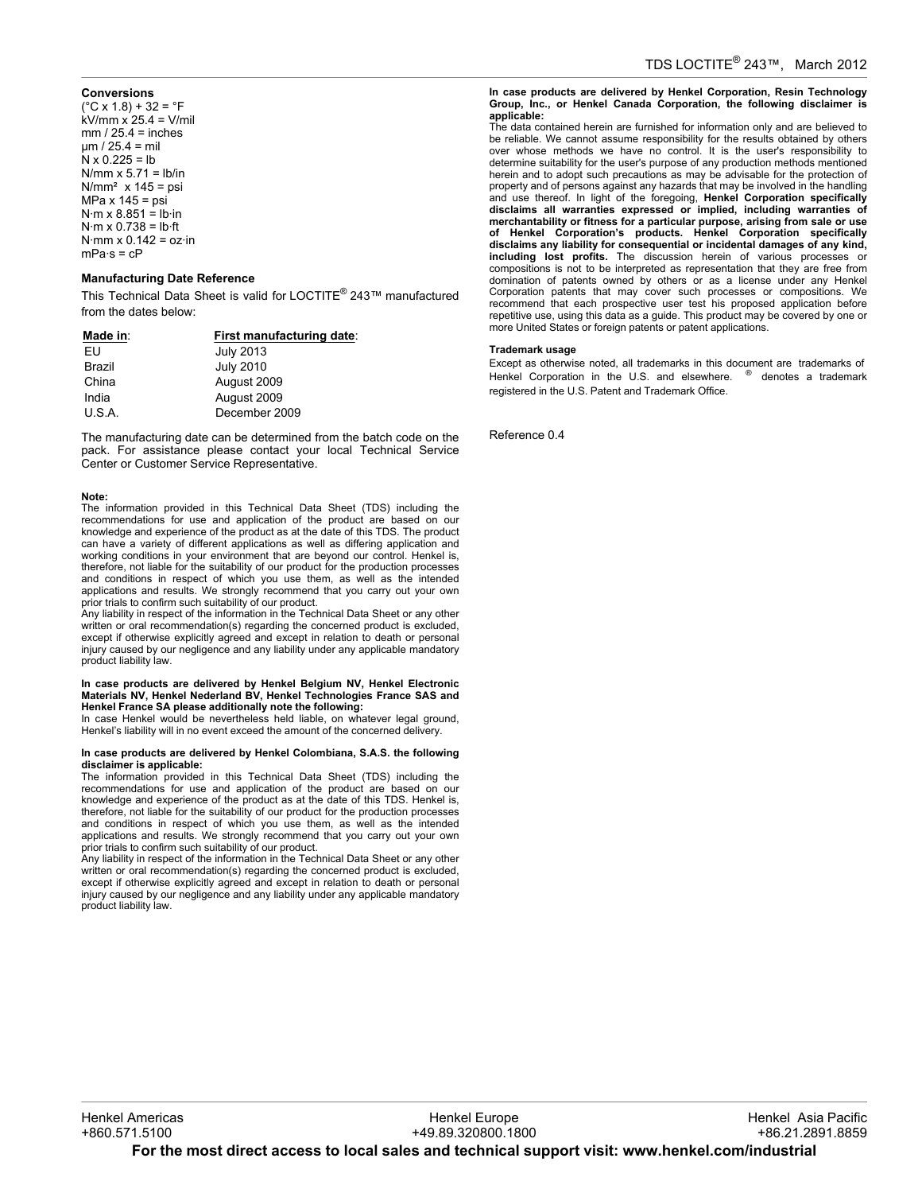### Conversions

(°C x 1.8) + 32 = °F
kV/mm x 25.4 = V/mil
mm / 25.4 = inches
µm / 25.4 = mil
N x 0.225 = lb
N/mm x 5.71 = lb/in
N/mm² x 145 = psi
MPa x 145 = psi
N·m x 8.851 = lb·in
N·m x 0.738 = lb·ft
N·mm x 0.142 = oz·in
mPa·s = cP

### Manufacturing Date Reference

This Technical Data Sheet is valid for LOCTITE® 243™ manufactured from the dates below:

| Made in: | First manufacturing date: |
|---|---|
| EU | July 2013 |
| Brazil | July 2010 |
| China | August 2009 |
| India | August 2009 |
| U.S.A. | December 2009 |

The manufacturing date can be determined from the batch code on the pack. For assistance please contact your local Technical Service Center or Customer Service Representative.

**Note:**
The information provided in this Technical Data Sheet (TDS) including the recommendations for use and application of the product are based on our knowledge and experience of the product as at the date of this TDS. The product can have a variety of different applications as well as differing application and working conditions in your environment that are beyond our control. Henkel is, therefore, not liable for the suitability of our product for the production processes and conditions in respect of which you use them, as well as the intended applications and results. We strongly recommend that you carry out your own prior trials to confirm such suitability of our product.
Any liability in respect of the information in the Technical Data Sheet or any other written or oral recommendation(s) regarding the concerned product is excluded, except if otherwise explicitly agreed and except in relation to death or personal injury caused by our negligence and any liability under any applicable mandatory product liability law.

**In case products are delivered by Henkel Belgium NV, Henkel Electronic Materials NV, Henkel Nederland BV, Henkel Technologies France SAS and Henkel France SA please additionally note the following:**
In case Henkel would be nevertheless held liable, on whatever legal ground, Henkel's liability will in no event exceed the amount of the concerned delivery.

**In case products are delivered by Henkel Colombiana, S.A.S. the following disclaimer is applicable:**
The information provided in this Technical Data Sheet (TDS) including the recommendations for use and application of the product are based on our knowledge and experience of the product as at the date of this TDS. Henkel is, therefore, not liable for the suitability of our product for the production processes and conditions in respect of which you use them, as well as the intended applications and results. We strongly recommend that you carry out your own prior trials to confirm such suitability of our product.
Any liability in respect of the information in the Technical Data Sheet or any other written or oral recommendation(s) regarding the concerned product is excluded, except if otherwise explicitly agreed and except in relation to death or personal injury caused by our negligence and any liability under any applicable mandatory product liability law.

**In case products are delivered by Henkel Corporation, Resin Technology Group, Inc., or Henkel Canada Corporation, the following disclaimer is applicable:**
The data contained herein are furnished for information only and are believed to be reliable. We cannot assume responsibility for the results obtained by others over whose methods we have no control. It is the user's responsibility to determine suitability for the user's purpose of any production methods mentioned herein and to adopt such precautions as may be advisable for the protection of property and of persons against any hazards that may be involved in the handling and use thereof. In light of the foregoing, **Henkel Corporation specifically disclaims all warranties expressed or implied, including warranties of merchantability or fitness for a particular purpose, arising from sale or use of Henkel Corporation's products. Henkel Corporation specifically disclaims any liability for consequential or incidental damages of any kind, including lost profits.** The discussion herein of various processes or compositions is not to be interpreted as representation that they are free from domination of patents owned by others or as a license under any Henkel Corporation patents that may cover such processes or compositions. We recommend that each prospective user test his proposed application before repetitive use, using this data as a guide. This product may be covered by one or more United States or foreign patents or patent applications.

**Trademark usage**
Except as otherwise noted, all trademarks in this document are trademarks of Henkel Corporation in the U.S. and elsewhere. ® denotes a trademark registered in the U.S. Patent and Trademark Office.

Reference 0.4

Henkel Americas
+860.571.5100

Henkel Europe
+49.89.320800.1800

Henkel Asia Pacific
+86.21.2891.8859

**For the most direct access to local sales and technical support visit: www.henkel.com/industrial**